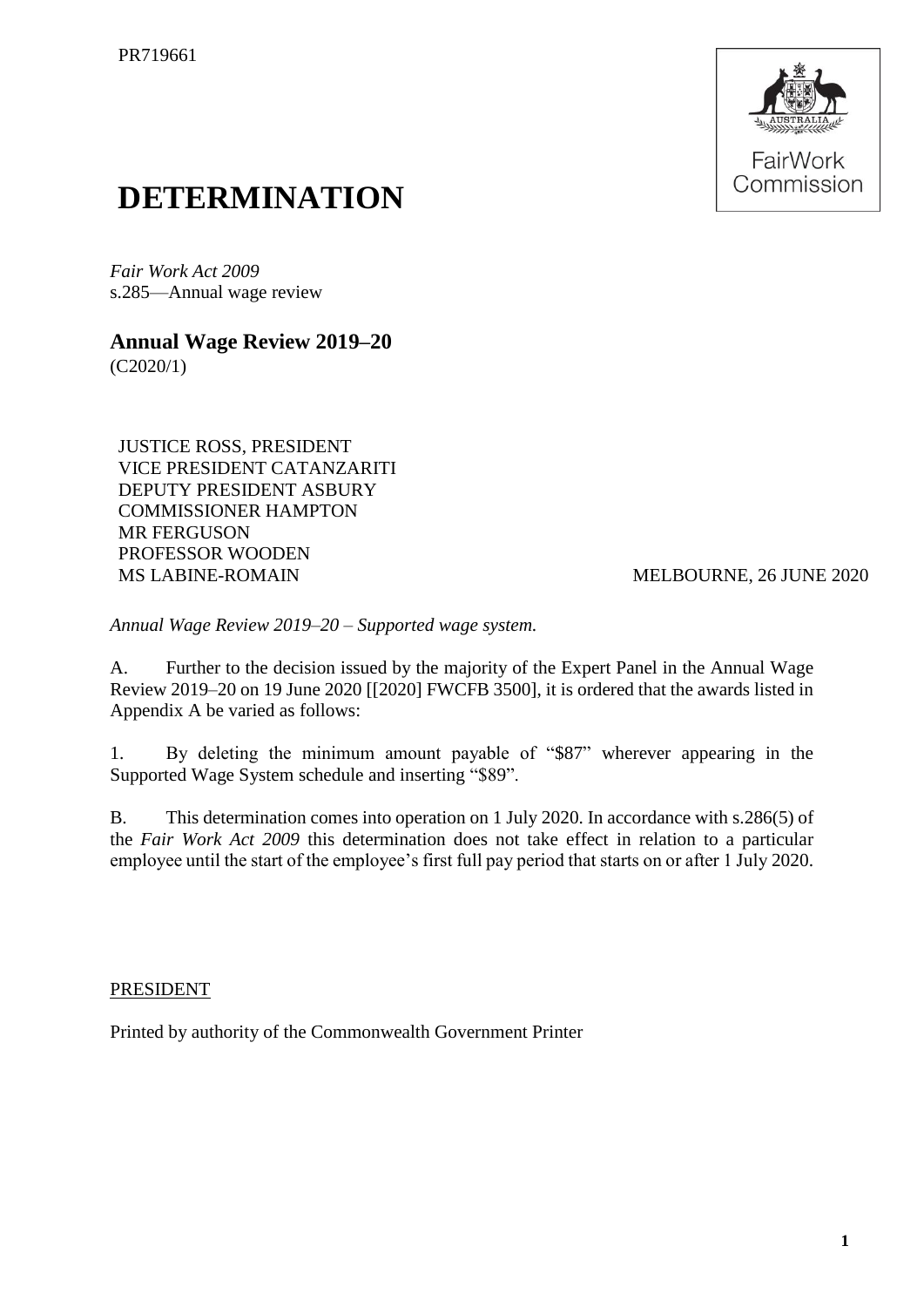PR719661

FairWork Commission

# DETERMINATION

*Fair Work Act 2009*
s.285—Annual wage review

## Annual Wage Review 2019–20

(C2020/1)

JUSTICE ROSS, PRESIDENT
VICE PRESIDENT CATANZARITI
DEPUTY PRESIDENT ASBURY
COMMISSIONER HAMPTON
MR FERGUSON
PROFESSOR WOODEN
MS LABINE-ROMAIN

MELBOURNE, 26 JUNE 2020

*Annual Wage Review 2019–20 – Supported wage system.*

A. Further to the decision issued by the majority of the Expert Panel in the Annual Wage Review 2019–20 on 19 June 2020 [[2020] FWCFB 3500], it is ordered that the awards listed in Appendix A be varied as follows:

1. By deleting the minimum amount payable of "$87" wherever appearing in the Supported Wage System schedule and inserting "$89".

B. This determination comes into operation on 1 July 2020. In accordance with s.286(5) of the *Fair Work Act 2009* this determination does not take effect in relation to a particular employee until the start of the employee's first full pay period that starts on or after 1 July 2020.

PRESIDENT

Printed by authority of the Commonwealth Government Printer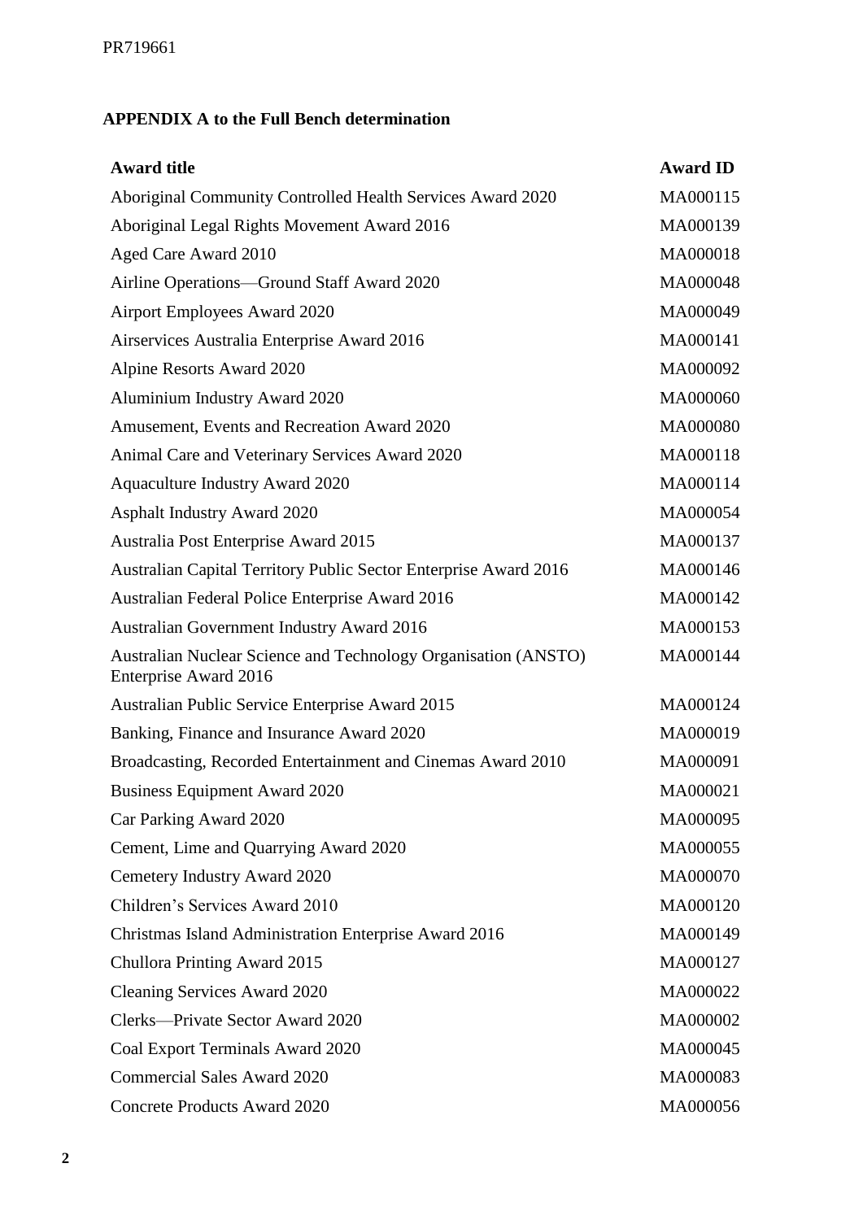**APPENDIX A to the Full Bench determination**

| Award title | Award ID |
|---|---|
| Aboriginal Community Controlled Health Services Award 2020 | MA000115 |
| Aboriginal Legal Rights Movement Award 2016 | MA000139 |
| Aged Care Award 2010 | MA000018 |
| Airline Operations—Ground Staff Award 2020 | MA000048 |
| Airport Employees Award 2020 | MA000049 |
| Airservices Australia Enterprise Award 2016 | MA000141 |
| Alpine Resorts Award 2020 | MA000092 |
| Aluminium Industry Award 2020 | MA000060 |
| Amusement, Events and Recreation Award 2020 | MA000080 |
| Animal Care and Veterinary Services Award 2020 | MA000118 |
| Aquaculture Industry Award 2020 | MA000114 |
| Asphalt Industry Award 2020 | MA000054 |
| Australia Post Enterprise Award 2015 | MA000137 |
| Australian Capital Territory Public Sector Enterprise Award 2016 | MA000146 |
| Australian Federal Police Enterprise Award 2016 | MA000142 |
| Australian Government Industry Award 2016 | MA000153 |
| Australian Nuclear Science and Technology Organisation (ANSTO) Enterprise Award 2016 | MA000144 |
| Australian Public Service Enterprise Award 2015 | MA000124 |
| Banking, Finance and Insurance Award 2020 | MA000019 |
| Broadcasting, Recorded Entertainment and Cinemas Award 2010 | MA000091 |
| Business Equipment Award 2020 | MA000021 |
| Car Parking Award 2020 | MA000095 |
| Cement, Lime and Quarrying Award 2020 | MA000055 |
| Cemetery Industry Award 2020 | MA000070 |
| Children's Services Award 2010 | MA000120 |
| Christmas Island Administration Enterprise Award 2016 | MA000149 |
| Chullora Printing Award 2015 | MA000127 |
| Cleaning Services Award 2020 | MA000022 |
| Clerks—Private Sector Award 2020 | MA000002 |
| Coal Export Terminals Award 2020 | MA000045 |
| Commercial Sales Award 2020 | MA000083 |
| Concrete Products Award 2020 | MA000056 |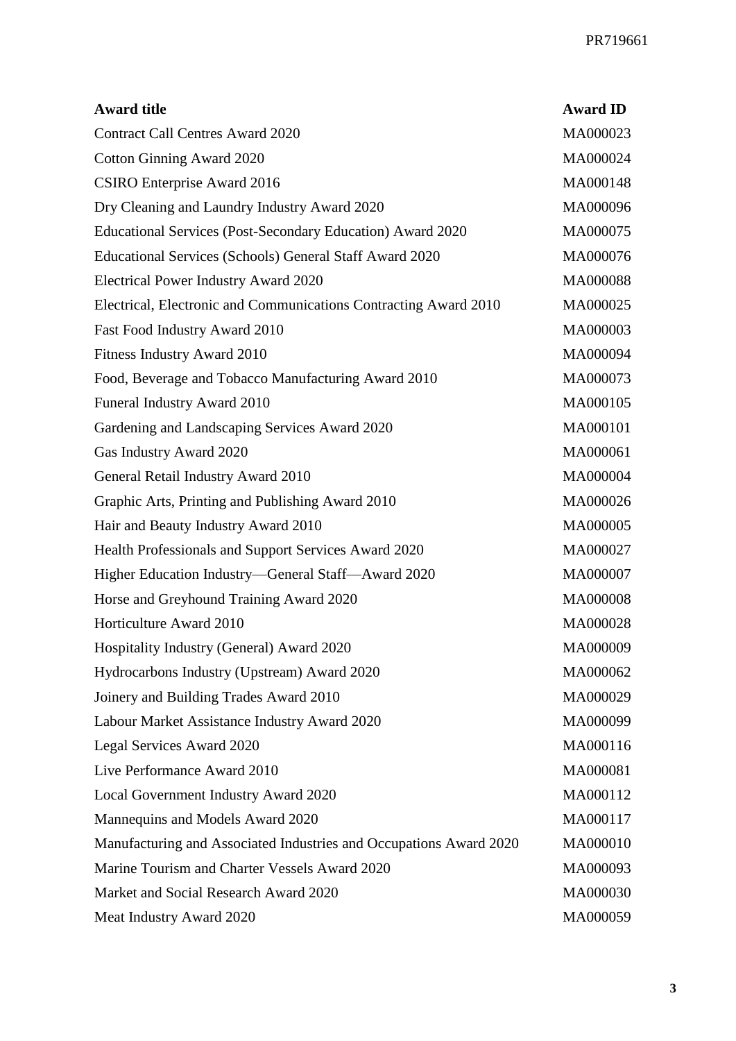| Award title | Award ID |
|---|---|
| Contract Call Centres Award 2020 | MA000023 |
| Cotton Ginning Award 2020 | MA000024 |
| CSIRO Enterprise Award 2016 | MA000148 |
| Dry Cleaning and Laundry Industry Award 2020 | MA000096 |
| Educational Services (Post-Secondary Education) Award 2020 | MA000075 |
| Educational Services (Schools) General Staff Award 2020 | MA000076 |
| Electrical Power Industry Award 2020 | MA000088 |
| Electrical, Electronic and Communications Contracting Award 2010 | MA000025 |
| Fast Food Industry Award 2010 | MA000003 |
| Fitness Industry Award 2010 | MA000094 |
| Food, Beverage and Tobacco Manufacturing Award 2010 | MA000073 |
| Funeral Industry Award 2010 | MA000105 |
| Gardening and Landscaping Services Award 2020 | MA000101 |
| Gas Industry Award 2020 | MA000061 |
| General Retail Industry Award 2010 | MA000004 |
| Graphic Arts, Printing and Publishing Award 2010 | MA000026 |
| Hair and Beauty Industry Award 2010 | MA000005 |
| Health Professionals and Support Services Award 2020 | MA000027 |
| Higher Education Industry—General Staff—Award 2020 | MA000007 |
| Horse and Greyhound Training Award 2020 | MA000008 |
| Horticulture Award 2010 | MA000028 |
| Hospitality Industry (General) Award 2020 | MA000009 |
| Hydrocarbons Industry (Upstream) Award 2020 | MA000062 |
| Joinery and Building Trades Award 2010 | MA000029 |
| Labour Market Assistance Industry Award 2020 | MA000099 |
| Legal Services Award 2020 | MA000116 |
| Live Performance Award 2010 | MA000081 |
| Local Government Industry Award 2020 | MA000112 |
| Mannequins and Models Award 2020 | MA000117 |
| Manufacturing and Associated Industries and Occupations Award 2020 | MA000010 |
| Marine Tourism and Charter Vessels Award 2020 | MA000093 |
| Market and Social Research Award 2020 | MA000030 |
| Meat Industry Award 2020 | MA000059 |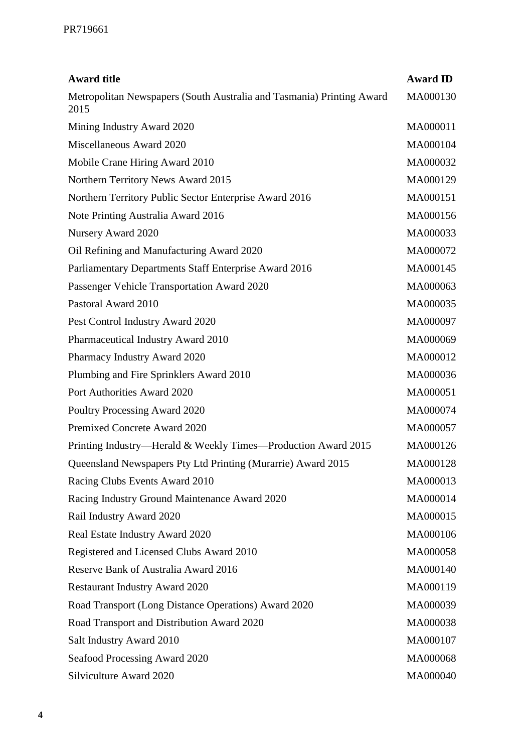| Award title | Award ID |
| --- | --- |
| Metropolitan Newspapers (South Australia and Tasmania) Printing Award 2015 | MA000130 |
| Mining Industry Award 2020 | MA000011 |
| Miscellaneous Award 2020 | MA000104 |
| Mobile Crane Hiring Award 2010 | MA000032 |
| Northern Territory News Award 2015 | MA000129 |
| Northern Territory Public Sector Enterprise Award 2016 | MA000151 |
| Note Printing Australia Award 2016 | MA000156 |
| Nursery Award 2020 | MA000033 |
| Oil Refining and Manufacturing Award 2020 | MA000072 |
| Parliamentary Departments Staff Enterprise Award 2016 | MA000145 |
| Passenger Vehicle Transportation Award 2020 | MA000063 |
| Pastoral Award 2010 | MA000035 |
| Pest Control Industry Award 2020 | MA000097 |
| Pharmaceutical Industry Award 2010 | MA000069 |
| Pharmacy Industry Award 2020 | MA000012 |
| Plumbing and Fire Sprinklers Award 2010 | MA000036 |
| Port Authorities Award 2020 | MA000051 |
| Poultry Processing Award 2020 | MA000074 |
| Premixed Concrete Award 2020 | MA000057 |
| Printing Industry—Herald & Weekly Times—Production Award 2015 | MA000126 |
| Queensland Newspapers Pty Ltd Printing (Murarrie) Award 2015 | MA000128 |
| Racing Clubs Events Award 2010 | MA000013 |
| Racing Industry Ground Maintenance Award 2020 | MA000014 |
| Rail Industry Award 2020 | MA000015 |
| Real Estate Industry Award 2020 | MA000106 |
| Registered and Licensed Clubs Award 2010 | MA000058 |
| Reserve Bank of Australia Award 2016 | MA000140 |
| Restaurant Industry Award 2020 | MA000119 |
| Road Transport (Long Distance Operations) Award 2020 | MA000039 |
| Road Transport and Distribution Award 2020 | MA000038 |
| Salt Industry Award 2010 | MA000107 |
| Seafood Processing Award 2020 | MA000068 |
| Silviculture Award 2020 | MA000040 |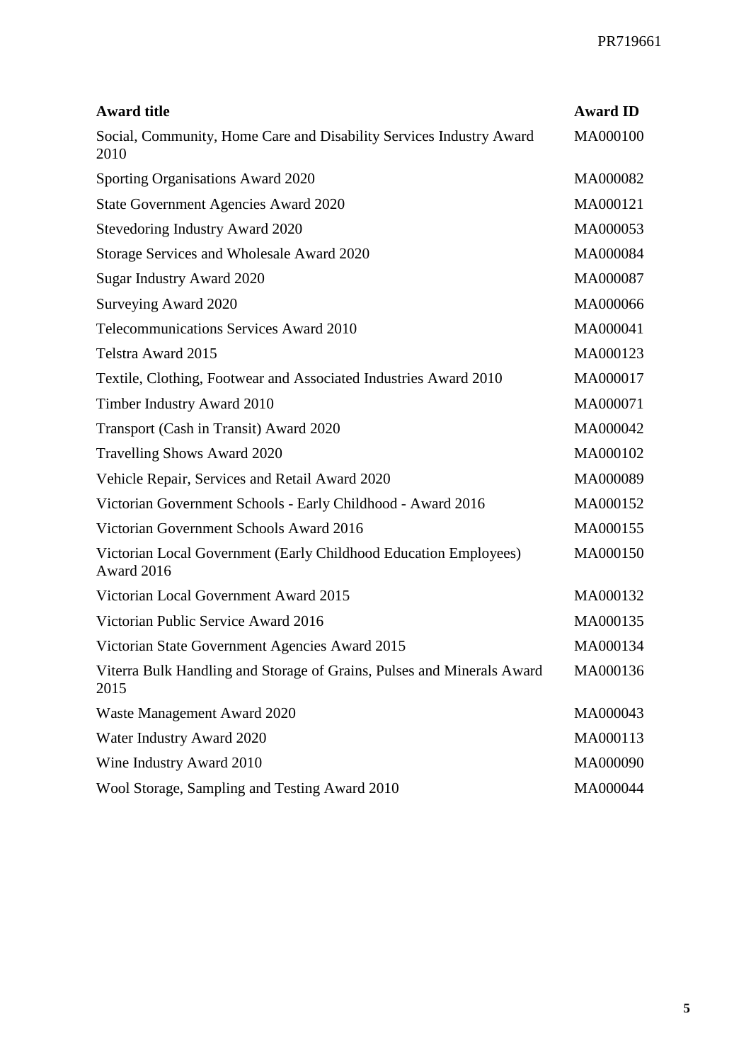| Award title | Award ID |
|---|---|
| Social, Community, Home Care and Disability Services Industry Award 2010 | MA000100 |
| Sporting Organisations Award 2020 | MA000082 |
| State Government Agencies Award 2020 | MA000121 |
| Stevedoring Industry Award 2020 | MA000053 |
| Storage Services and Wholesale Award 2020 | MA000084 |
| Sugar Industry Award 2020 | MA000087 |
| Surveying Award 2020 | MA000066 |
| Telecommunications Services Award 2010 | MA000041 |
| Telstra Award 2015 | MA000123 |
| Textile, Clothing, Footwear and Associated Industries Award 2010 | MA000017 |
| Timber Industry Award 2010 | MA000071 |
| Transport (Cash in Transit) Award 2020 | MA000042 |
| Travelling Shows Award 2020 | MA000102 |
| Vehicle Repair, Services and Retail Award 2020 | MA000089 |
| Victorian Government Schools - Early Childhood - Award 2016 | MA000152 |
| Victorian Government Schools Award 2016 | MA000155 |
| Victorian Local Government (Early Childhood Education Employees) Award 2016 | MA000150 |
| Victorian Local Government Award 2015 | MA000132 |
| Victorian Public Service Award 2016 | MA000135 |
| Victorian State Government Agencies Award 2015 | MA000134 |
| Viterra Bulk Handling and Storage of Grains, Pulses and Minerals Award 2015 | MA000136 |
| Waste Management Award 2020 | MA000043 |
| Water Industry Award 2020 | MA000113 |
| Wine Industry Award 2010 | MA000090 |
| Wool Storage, Sampling and Testing Award 2010 | MA000044 |